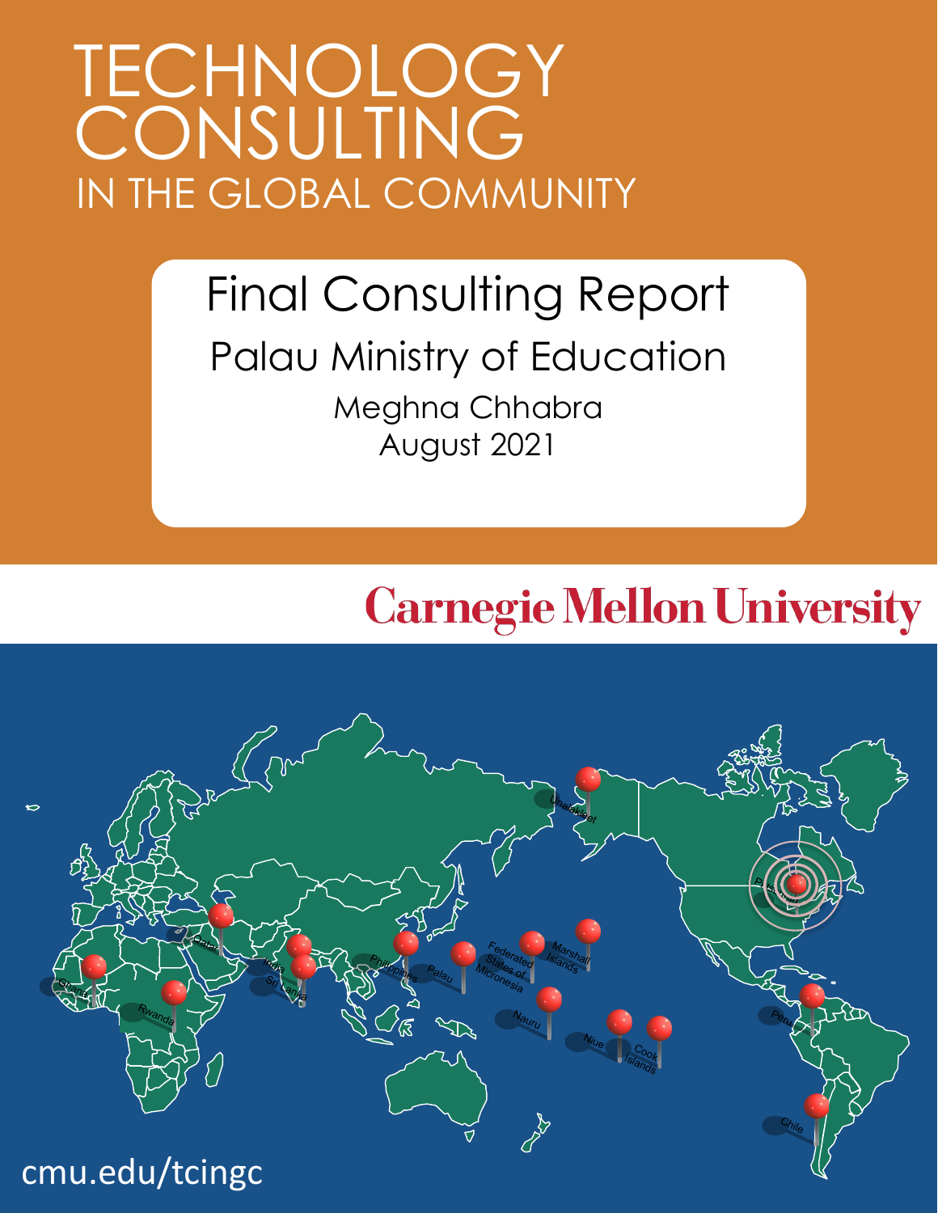# TECHNOLOGY CONSULTING

## IN THE GLOBAL COMMUNITY

## Final Consulting Report

### Palau Ministry of Education

Meghna Chhabra

August 2021

Carnegie Mellon University

cmu.edu/tcingc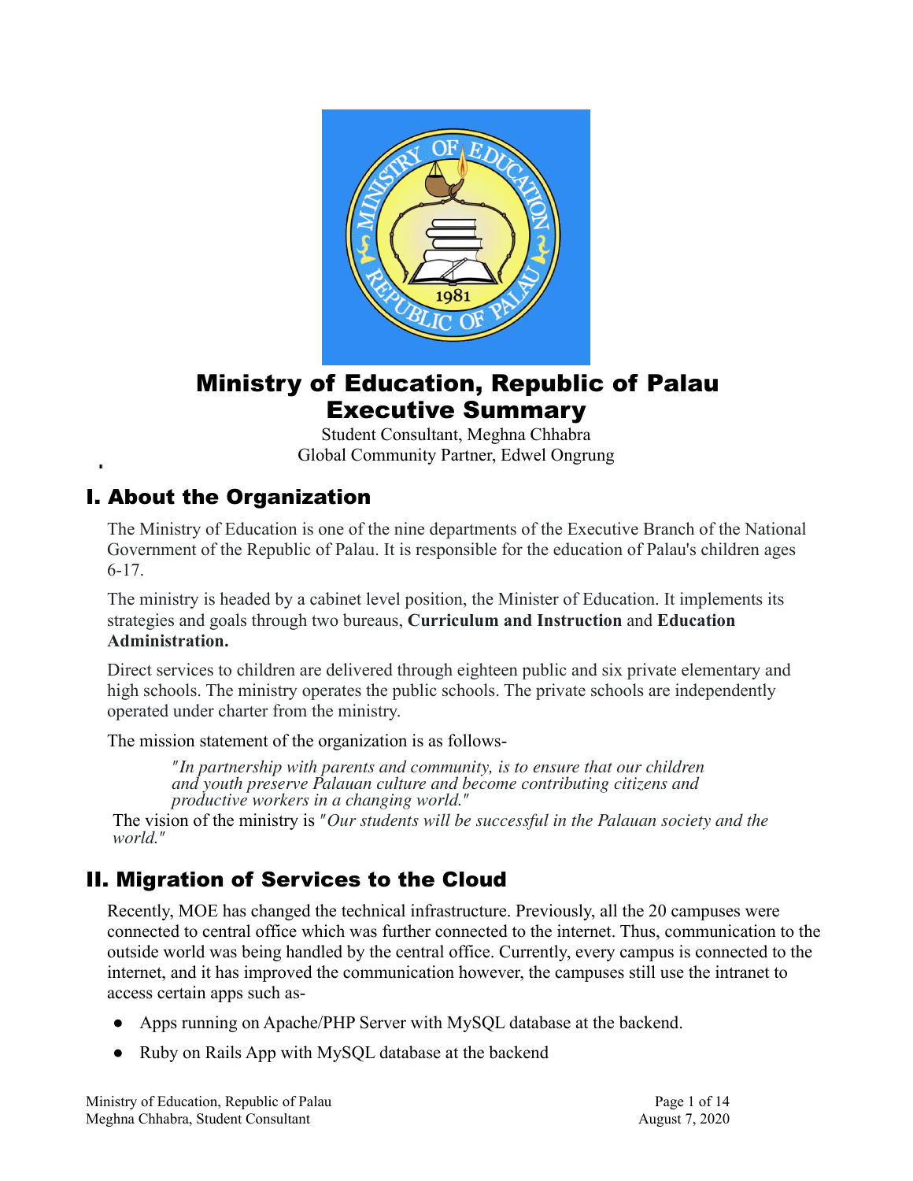# Ministry of Education, Republic of Palau
# Executive Summary

Student Consultant, Meghna Chhabra
Global Community Partner, Edwel Ongrung

## I. About the Organization

The Ministry of Education is one of the nine departments of the Executive Branch of the National Government of the Republic of Palau. It is responsible for the education of Palau's children ages 6-17.

The ministry is headed by a cabinet level position, the Minister of Education. It implements its strategies and goals through two bureaus, **Curriculum and Instruction** and **Education Administration.**

Direct services to children are delivered through eighteen public and six private elementary and high schools. The ministry operates the public schools. The private schools are independently operated under charter from the ministry.

The mission statement of the organization is as follows-

> *"In partnership with parents and community, is to ensure that our children and youth preserve Palauan culture and become contributing citizens and productive workers in a changing world."*

The vision of the ministry is *"Our students will be successful in the Palauan society and the world."*

## II. Migration of Services to the Cloud

Recently, MOE has changed the technical infrastructure. Previously, all the 20 campuses were connected to central office which was further connected to the internet. Thus, communication to the outside world was being handled by the central office. Currently, every campus is connected to the internet, and it has improved the communication however, the campuses still use the intranet to access certain apps such as-

- Apps running on Apache/PHP Server with MySQL database at the backend.
- Ruby on Rails App with MySQL database at the backend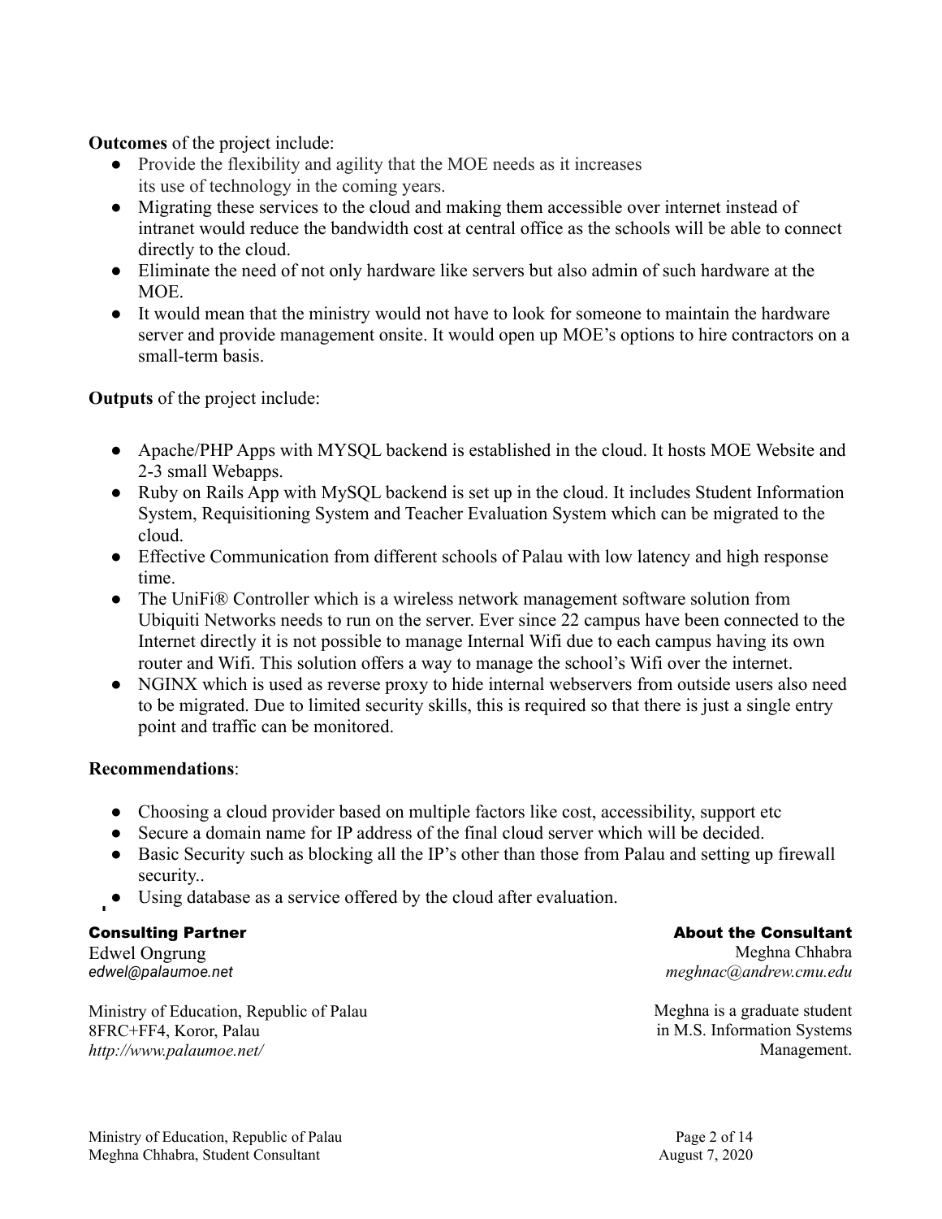**Outcomes** of the project include:

- Provide the flexibility and agility that the MOE needs as it increases its use of technology in the coming years.
- Migrating these services to the cloud and making them accessible over internet instead of intranet would reduce the bandwidth cost at central office as the schools will be able to connect directly to the cloud.
- Eliminate the need of not only hardware like servers but also admin of such hardware at the MOE.
- It would mean that the ministry would not have to look for someone to maintain the hardware server and provide management onsite. It would open up MOE's options to hire contractors on a small-term basis.

**Outputs** of the project include:

- Apache/PHP Apps with MYSQL backend is established in the cloud. It hosts MOE Website and 2-3 small Webapps.
- Ruby on Rails App with MySQL backend is set up in the cloud. It includes Student Information System, Requisitioning System and Teacher Evaluation System which can be migrated to the cloud.
- Effective Communication from different schools of Palau with low latency and high response time.
- The UniFi® Controller which is a wireless network management software solution from Ubiquiti Networks needs to run on the server. Ever since 22 campus have been connected to the Internet directly it is not possible to manage Internal Wifi due to each campus having its own router and Wifi. This solution offers a way to manage the school's Wifi over the internet.
- NGINX which is used as reverse proxy to hide internal webservers from outside users also need to be migrated. Due to limited security skills, this is required so that there is just a single entry point and traffic can be monitored.

**Recommendations**:

- Choosing a cloud provider based on multiple factors like cost, accessibility, support etc
- Secure a domain name for IP address of the final cloud server which will be decided.
- Basic Security such as blocking all the IP's other than those from Palau and setting up firewall security..
- Using database as a service offered by the cloud after evaluation.

**Consulting Partner**

Edwel Ongrung
*edwel@palaumoe.net*

Ministry of Education, Republic of Palau
8FRC+FF4, Koror, Palau
*http://www.palaumoe.net/*

**About the Consultant**

Meghna Chhabra
*meghnac@andrew.cmu.edu*

Meghna is a graduate student in M.S. Information Systems Management.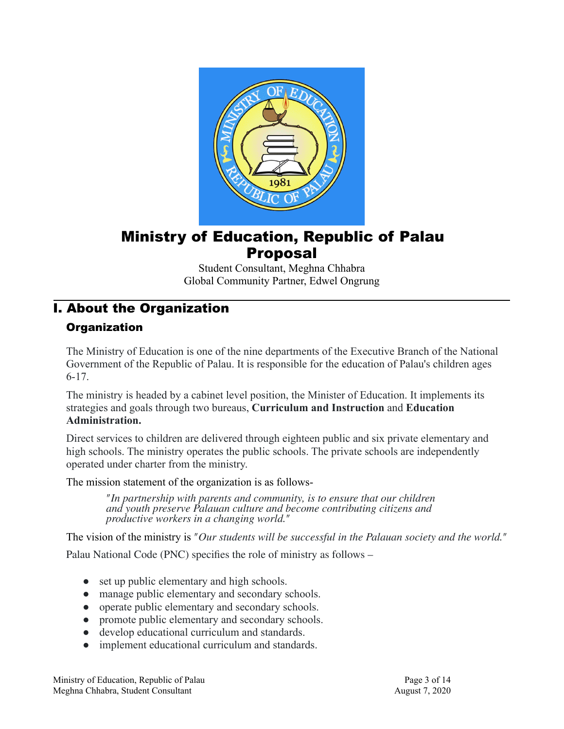# Ministry of Education, Republic of Palau Proposal

Student Consultant, Meghna Chhabra
Global Community Partner, Edwel Ongrung

## I. About the Organization

### Organization

The Ministry of Education is one of the nine departments of the Executive Branch of the National Government of the Republic of Palau. It is responsible for the education of Palau's children ages 6-17.

The ministry is headed by a cabinet level position, the Minister of Education. It implements its strategies and goals through two bureaus, **Curriculum and Instruction** and **Education Administration.**

Direct services to children are delivered through eighteen public and six private elementary and high schools. The ministry operates the public schools. The private schools are independently operated under charter from the ministry.

The mission statement of the organization is as follows-

> *"In partnership with parents and community, is to ensure that our children and youth preserve Palauan culture and become contributing citizens and productive workers in a changing world."*

The vision of the ministry is *"Our students will be successful in the Palauan society and the world."*

Palau National Code (PNC) specifies the role of ministry as follows –

- set up public elementary and high schools.
- manage public elementary and secondary schools.
- operate public elementary and secondary schools.
- promote public elementary and secondary schools.
- develop educational curriculum and standards.
- implement educational curriculum and standards.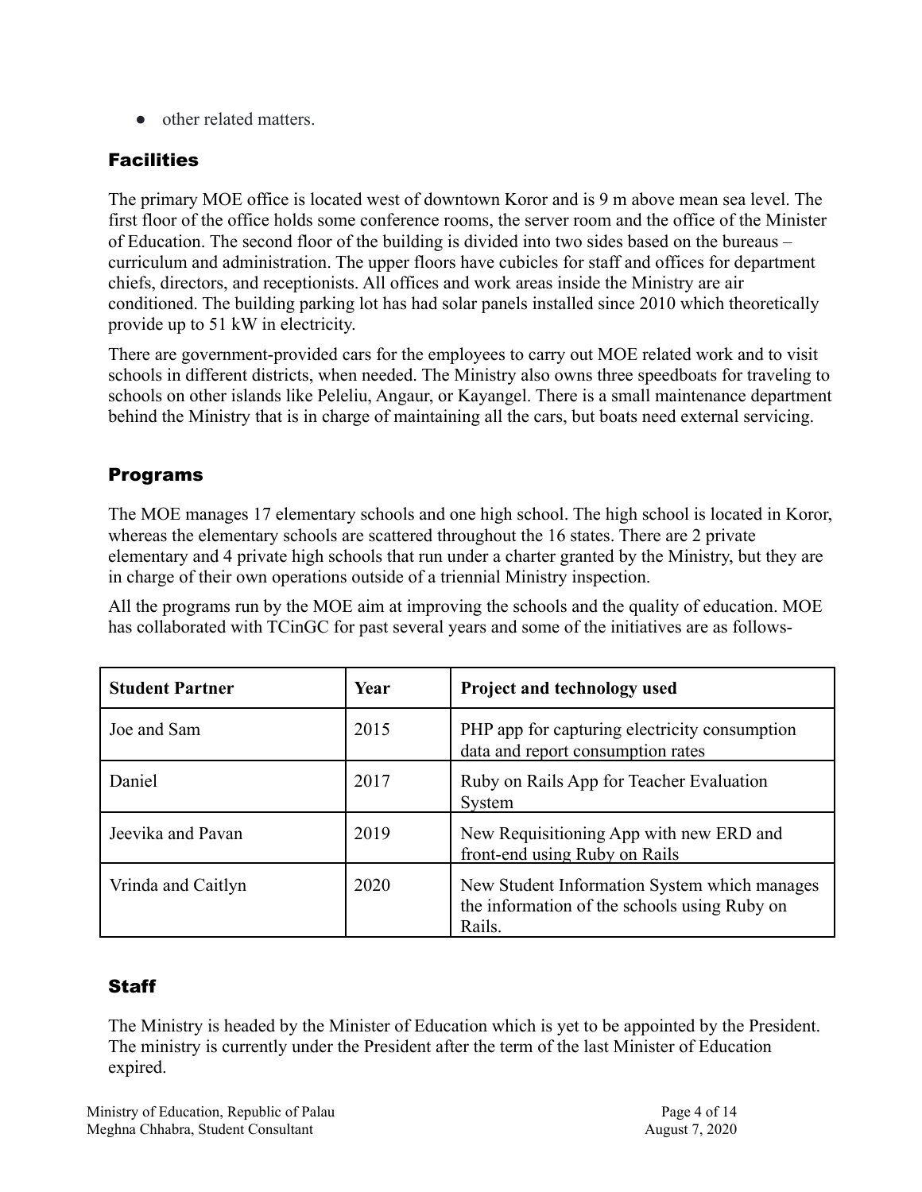- other related matters.

## Facilities

The primary MOE office is located west of downtown Koror and is 9 m above mean sea level. The first floor of the office holds some conference rooms, the server room and the office of the Minister of Education. The second floor of the building is divided into two sides based on the bureaus – curriculum and administration. The upper floors have cubicles for staff and offices for department chiefs, directors, and receptionists. All offices and work areas inside the Ministry are air conditioned. The building parking lot has had solar panels installed since 2010 which theoretically provide up to 51 kW in electricity.

There are government-provided cars for the employees to carry out MOE related work and to visit schools in different districts, when needed. The Ministry also owns three speedboats for traveling to schools on other islands like Peleliu, Angaur, or Kayangel. There is a small maintenance department behind the Ministry that is in charge of maintaining all the cars, but boats need external servicing.

## Programs

The MOE manages 17 elementary schools and one high school. The high school is located in Koror, whereas the elementary schools are scattered throughout the 16 states. There are 2 private elementary and 4 private high schools that run under a charter granted by the Ministry, but they are in charge of their own operations outside of a triennial Ministry inspection.

All the programs run by the MOE aim at improving the schools and the quality of education. MOE has collaborated with TCinGC for past several years and some of the initiatives are as follows-

| **Student Partner** | **Year** | **Project and technology used** |
|---|---|---|
| Joe and Sam | 2015 | PHP app for capturing electricity consumption data and report consumption rates |
| Daniel | 2017 | Ruby on Rails App for Teacher Evaluation System |
| Jeevika and Pavan | 2019 | New Requisitioning App with new ERD and front-end using Ruby on Rails |
| Vrinda and Caitlyn | 2020 | New Student Information System which manages the information of the schools using Ruby on Rails. |

## Staff

The Ministry is headed by the Minister of Education which is yet to be appointed by the President. The ministry is currently under the President after the term of the last Minister of Education expired.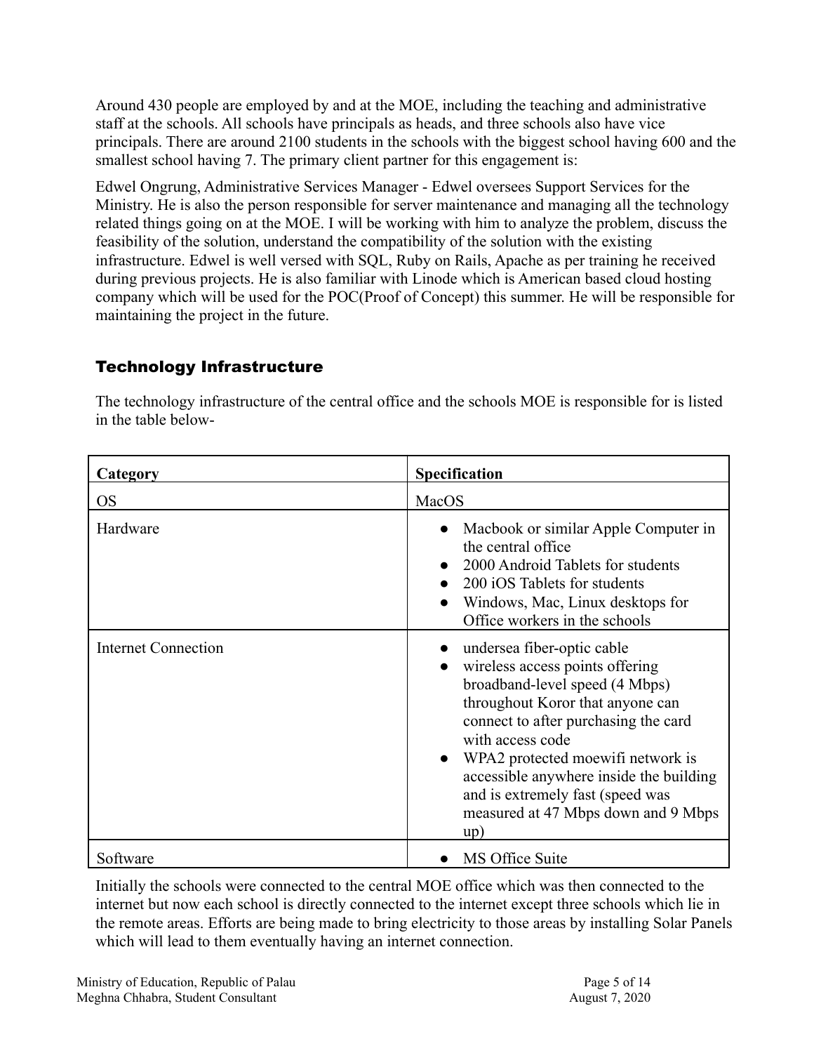Around 430 people are employed by and at the MOE, including the teaching and administrative staff at the schools. All schools have principals as heads, and three schools also have vice principals. There are around 2100 students in the schools with the biggest school having 600 and the smallest school having 7. The primary client partner for this engagement is:

Edwel Ongrung, Administrative Services Manager - Edwel oversees Support Services for the Ministry. He is also the person responsible for server maintenance and managing all the technology related things going on at the MOE. I will be working with him to analyze the problem, discuss the feasibility of the solution, understand the compatibility of the solution with the existing infrastructure. Edwel is well versed with SQL, Ruby on Rails, Apache as per training he received during previous projects. He is also familiar with Linode which is American based cloud hosting company which will be used for the POC(Proof of Concept) this summer. He will be responsible for maintaining the project in the future.

## Technology Infrastructure

The technology infrastructure of the central office and the schools MOE is responsible for is listed in the table below-

| **Category** | **Specification** |
|---|---|
| OS | MacOS |
| Hardware | • Macbook or similar Apple Computer in the central office<br>• 2000 Android Tablets for students<br>• 200 iOS Tablets for students<br>• Windows, Mac, Linux desktops for Office workers in the schools |
| Internet Connection | • undersea fiber-optic cable<br>• wireless access points offering broadband-level speed (4 Mbps) throughout Koror that anyone can connect to after purchasing the card with access code<br>• WPA2 protected moewifi network is accessible anywhere inside the building and is extremely fast (speed was measured at 47 Mbps down and 9 Mbps up) |
| Software | • MS Office Suite |

Initially the schools were connected to the central MOE office which was then connected to the internet but now each school is directly connected to the internet except three schools which lie in the remote areas. Efforts are being made to bring electricity to those areas by installing Solar Panels which will lead to them eventually having an internet connection.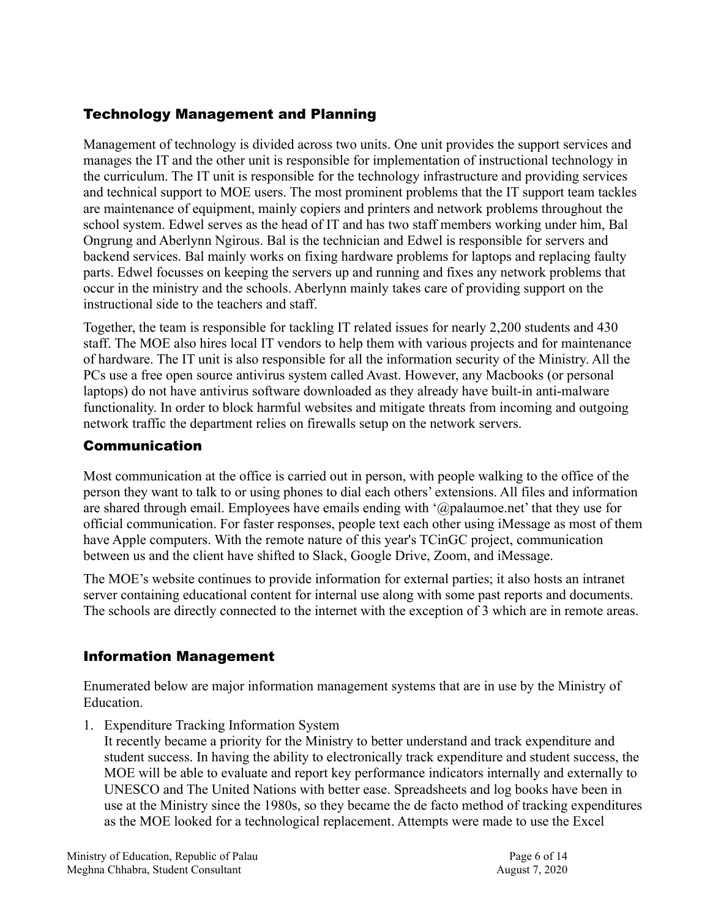## Technology Management and Planning

Management of technology is divided across two units. One unit provides the support services and manages the IT and the other unit is responsible for implementation of instructional technology in the curriculum. The IT unit is responsible for the technology infrastructure and providing services and technical support to MOE users. The most prominent problems that the IT support team tackles are maintenance of equipment, mainly copiers and printers and network problems throughout the school system. Edwel serves as the head of IT and has two staff members working under him, Bal Ongrung and Aberlynn Ngirous. Bal is the technician and Edwel is responsible for servers and backend services. Bal mainly works on fixing hardware problems for laptops and replacing faulty parts. Edwel focusses on keeping the servers up and running and fixes any network problems that occur in the ministry and the schools. Aberlynn mainly takes care of providing support on the instructional side to the teachers and staff.

Together, the team is responsible for tackling IT related issues for nearly 2,200 students and 430 staff. The MOE also hires local IT vendors to help them with various projects and for maintenance of hardware. The IT unit is also responsible for all the information security of the Ministry. All the PCs use a free open source antivirus system called Avast. However, any Macbooks (or personal laptops) do not have antivirus software downloaded as they already have built-in anti-malware functionality. In order to block harmful websites and mitigate threats from incoming and outgoing network traffic the department relies on firewalls setup on the network servers.

## Communication

Most communication at the office is carried out in person, with people walking to the office of the person they want to talk to or using phones to dial each others' extensions. All files and information are shared through email. Employees have emails ending with '@palaumoe.net' that they use for official communication. For faster responses, people text each other using iMessage as most of them have Apple computers. With the remote nature of this year's TCinGC project, communication between us and the client have shifted to Slack, Google Drive, Zoom, and iMessage.

The MOE's website continues to provide information for external parties; it also hosts an intranet server containing educational content for internal use along with some past reports and documents. The schools are directly connected to the internet with the exception of 3 which are in remote areas.

## Information Management

Enumerated below are major information management systems that are in use by the Ministry of Education.

1. Expenditure Tracking Information System
   It recently became a priority for the Ministry to better understand and track expenditure and student success. In having the ability to electronically track expenditure and student success, the MOE will be able to evaluate and report key performance indicators internally and externally to UNESCO and The United Nations with better ease. Spreadsheets and log books have been in use at the Ministry since the 1980s, so they became the de facto method of tracking expenditures as the MOE looked for a technological replacement. Attempts were made to use the Excel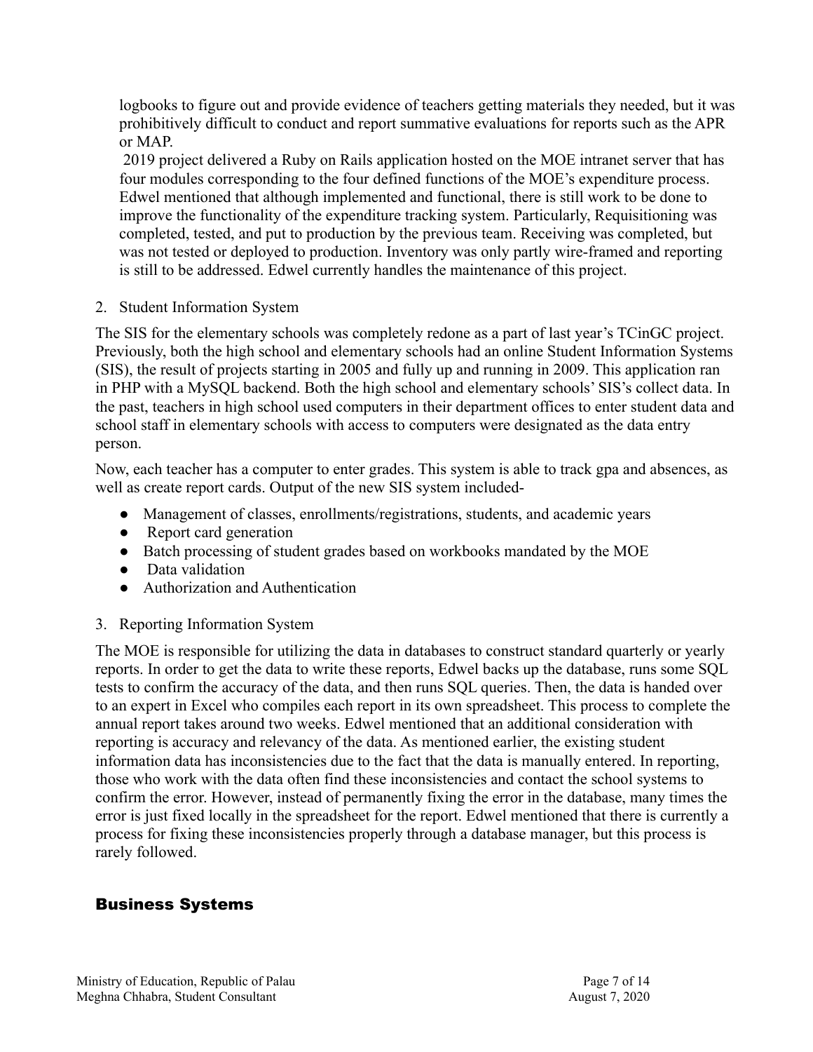logbooks to figure out and provide evidence of teachers getting materials they needed, but it was prohibitively difficult to conduct and report summative evaluations for reports such as the APR or MAP.

2019 project delivered a Ruby on Rails application hosted on the MOE intranet server that has four modules corresponding to the four defined functions of the MOE's expenditure process. Edwel mentioned that although implemented and functional, there is still work to be done to improve the functionality of the expenditure tracking system. Particularly, Requisitioning was completed, tested, and put to production by the previous team. Receiving was completed, but was not tested or deployed to production. Inventory was only partly wire-framed and reporting is still to be addressed. Edwel currently handles the maintenance of this project.

2. Student Information System

The SIS for the elementary schools was completely redone as a part of last year's TCinGC project. Previously, both the high school and elementary schools had an online Student Information Systems (SIS), the result of projects starting in 2005 and fully up and running in 2009. This application ran in PHP with a MySQL backend. Both the high school and elementary schools' SIS's collect data. In the past, teachers in high school used computers in their department offices to enter student data and school staff in elementary schools with access to computers were designated as the data entry person.

Now, each teacher has a computer to enter grades. This system is able to track gpa and absences, as well as create report cards. Output of the new SIS system included-

- Management of classes, enrollments/registrations, students, and academic years
- Report card generation
- Batch processing of student grades based on workbooks mandated by the MOE
- Data validation
- Authorization and Authentication

3. Reporting Information System

The MOE is responsible for utilizing the data in databases to construct standard quarterly or yearly reports. In order to get the data to write these reports, Edwel backs up the database, runs some SQL tests to confirm the accuracy of the data, and then runs SQL queries. Then, the data is handed over to an expert in Excel who compiles each report in its own spreadsheet. This process to complete the annual report takes around two weeks. Edwel mentioned that an additional consideration with reporting is accuracy and relevancy of the data. As mentioned earlier, the existing student information data has inconsistencies due to the fact that the data is manually entered. In reporting, those who work with the data often find these inconsistencies and contact the school systems to confirm the error. However, instead of permanently fixing the error in the database, many times the error is just fixed locally in the spreadsheet for the report. Edwel mentioned that there is currently a process for fixing these inconsistencies properly through a database manager, but this process is rarely followed.

## Business Systems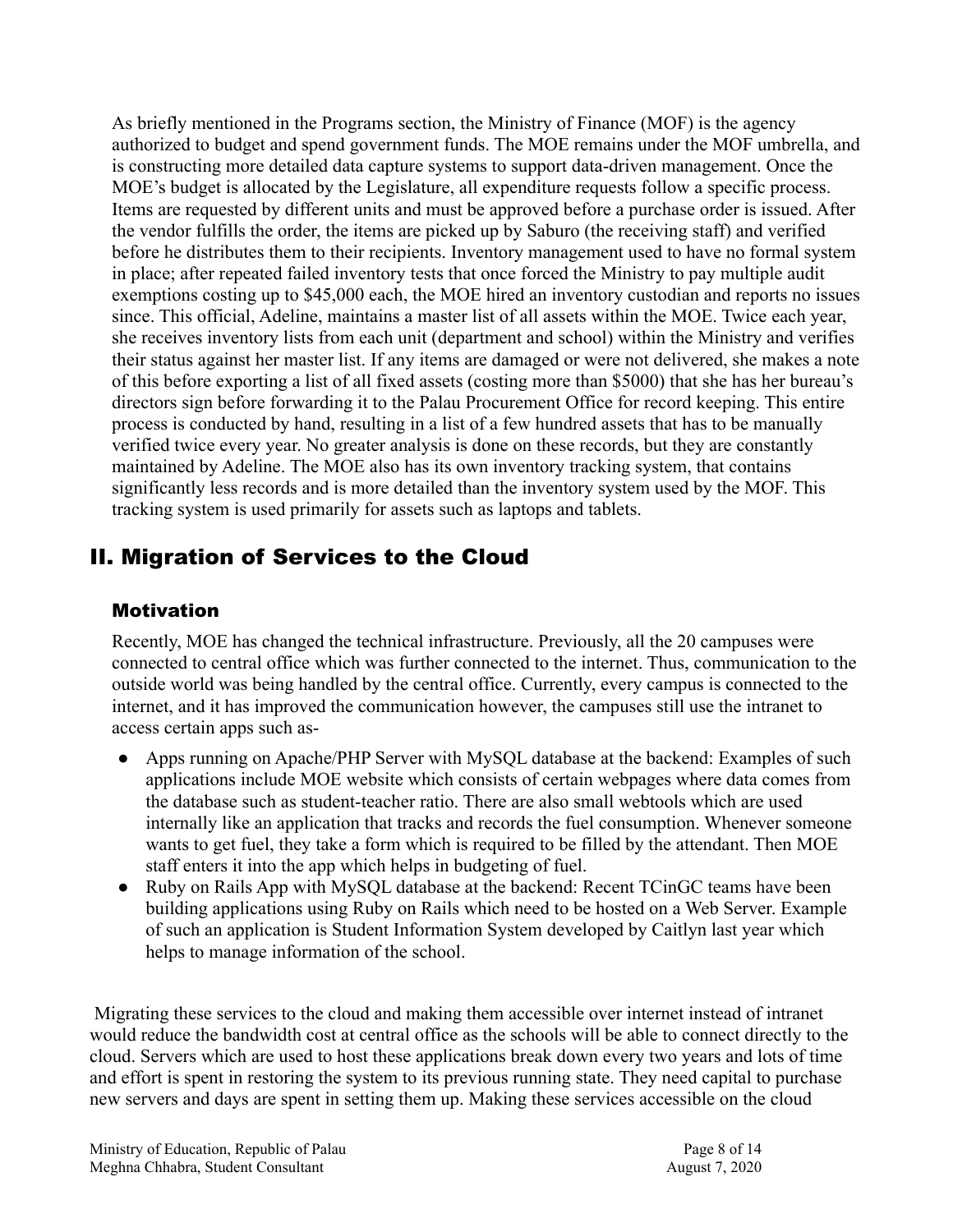As briefly mentioned in the Programs section, the Ministry of Finance (MOF) is the agency authorized to budget and spend government funds. The MOE remains under the MOF umbrella, and is constructing more detailed data capture systems to support data-driven management. Once the MOE's budget is allocated by the Legislature, all expenditure requests follow a specific process. Items are requested by different units and must be approved before a purchase order is issued. After the vendor fulfills the order, the items are picked up by Saburo (the receiving staff) and verified before he distributes them to their recipients. Inventory management used to have no formal system in place; after repeated failed inventory tests that once forced the Ministry to pay multiple audit exemptions costing up to $45,000 each, the MOE hired an inventory custodian and reports no issues since. This official, Adeline, maintains a master list of all assets within the MOE. Twice each year, she receives inventory lists from each unit (department and school) within the Ministry and verifies their status against her master list. If any items are damaged or were not delivered, she makes a note of this before exporting a list of all fixed assets (costing more than $5000) that she has her bureau's directors sign before forwarding it to the Palau Procurement Office for record keeping. This entire process is conducted by hand, resulting in a list of a few hundred assets that has to be manually verified twice every year. No greater analysis is done on these records, but they are constantly maintained by Adeline. The MOE also has its own inventory tracking system, that contains significantly less records and is more detailed than the inventory system used by the MOF. This tracking system is used primarily for assets such as laptops and tablets.

## II. Migration of Services to the Cloud

### Motivation

Recently, MOE has changed the technical infrastructure. Previously, all the 20 campuses were connected to central office which was further connected to the internet. Thus, communication to the outside world was being handled by the central office. Currently, every campus is connected to the internet, and it has improved the communication however, the campuses still use the intranet to access certain apps such as-

- Apps running on Apache/PHP Server with MySQL database at the backend: Examples of such applications include MOE website which consists of certain webpages where data comes from the database such as student-teacher ratio. There are also small webtools which are used internally like an application that tracks and records the fuel consumption. Whenever someone wants to get fuel, they take a form which is required to be filled by the attendant. Then MOE staff enters it into the app which helps in budgeting of fuel.
- Ruby on Rails App with MySQL database at the backend: Recent TCinGC teams have been building applications using Ruby on Rails which need to be hosted on a Web Server. Example of such an application is Student Information System developed by Caitlyn last year which helps to manage information of the school.

Migrating these services to the cloud and making them accessible over internet instead of intranet would reduce the bandwidth cost at central office as the schools will be able to connect directly to the cloud. Servers which are used to host these applications break down every two years and lots of time and effort is spent in restoring the system to its previous running state. They need capital to purchase new servers and days are spent in setting them up. Making these services accessible on the cloud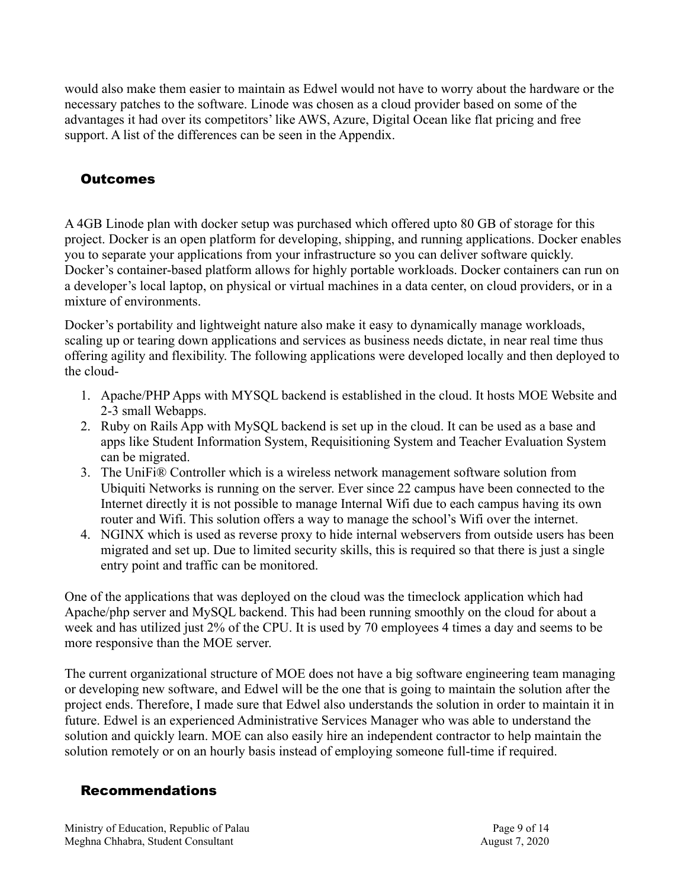would also make them easier to maintain as Edwel would not have to worry about the hardware or the necessary patches to the software. Linode was chosen as a cloud provider based on some of the advantages it had over its competitors' like AWS, Azure, Digital Ocean like flat pricing and free support. A list of the differences can be seen in the Appendix.

## Outcomes

A 4GB Linode plan with docker setup was purchased which offered upto 80 GB of storage for this project. Docker is an open platform for developing, shipping, and running applications. Docker enables you to separate your applications from your infrastructure so you can deliver software quickly. Docker's container-based platform allows for highly portable workloads. Docker containers can run on a developer's local laptop, on physical or virtual machines in a data center, on cloud providers, or in a mixture of environments.

Docker's portability and lightweight nature also make it easy to dynamically manage workloads, scaling up or tearing down applications and services as business needs dictate, in near real time thus offering agility and flexibility. The following applications were developed locally and then deployed to the cloud-

1. Apache/PHP Apps with MYSQL backend is established in the cloud. It hosts MOE Website and 2-3 small Webapps.
2. Ruby on Rails App with MySQL backend is set up in the cloud. It can be used as a base and apps like Student Information System, Requisitioning System and Teacher Evaluation System can be migrated.
3. The UniFi® Controller which is a wireless network management software solution from Ubiquiti Networks is running on the server. Ever since 22 campus have been connected to the Internet directly it is not possible to manage Internal Wifi due to each campus having its own router and Wifi. This solution offers a way to manage the school's Wifi over the internet.
4. NGINX which is used as reverse proxy to hide internal webservers from outside users has been migrated and set up. Due to limited security skills, this is required so that there is just a single entry point and traffic can be monitored.

One of the applications that was deployed on the cloud was the timeclock application which had Apache/php server and MySQL backend. This had been running smoothly on the cloud for about a week and has utilized just 2% of the CPU. It is used by 70 employees 4 times a day and seems to be more responsive than the MOE server.

The current organizational structure of MOE does not have a big software engineering team managing or developing new software, and Edwel will be the one that is going to maintain the solution after the project ends. Therefore, I made sure that Edwel also understands the solution in order to maintain it in future. Edwel is an experienced Administrative Services Manager who was able to understand the solution and quickly learn. MOE can also easily hire an independent contractor to help maintain the solution remotely or on an hourly basis instead of employing someone full-time if required.

## Recommendations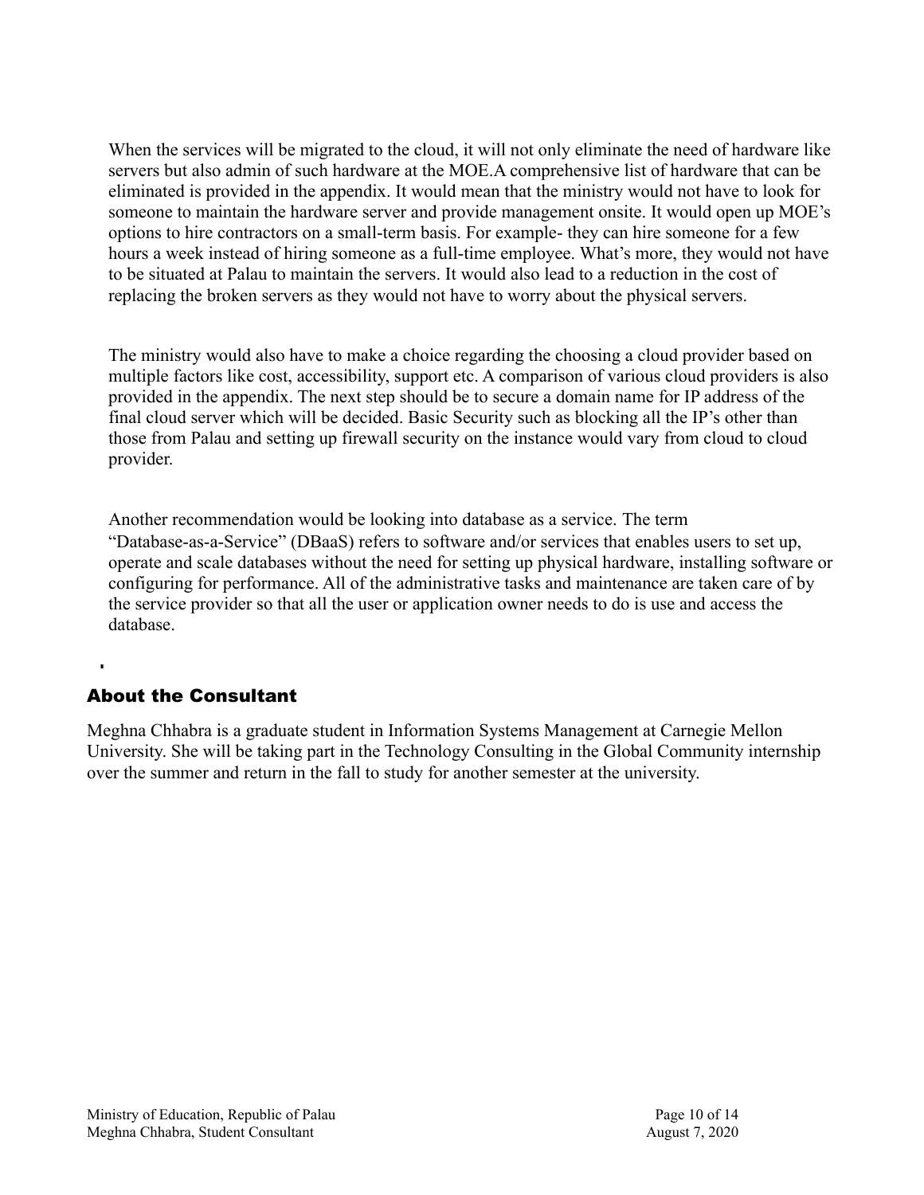When the services will be migrated to the cloud, it will not only eliminate the need of hardware like servers but also admin of such hardware at the MOE.A comprehensive list of hardware that can be eliminated is provided in the appendix. It would mean that the ministry would not have to look for someone to maintain the hardware server and provide management onsite. It would open up MOE's options to hire contractors on a small-term basis. For example- they can hire someone for a few hours a week instead of hiring someone as a full-time employee. What's more, they would not have to be situated at Palau to maintain the servers. It would also lead to a reduction in the cost of replacing the broken servers as they would not have to worry about the physical servers.

The ministry would also have to make a choice regarding the choosing a cloud provider based on multiple factors like cost, accessibility, support etc. A comparison of various cloud providers is also provided in the appendix. The next step should be to secure a domain name for IP address of the final cloud server which will be decided. Basic Security such as blocking all the IP's other than those from Palau and setting up firewall security on the instance would vary from cloud to cloud provider.

Another recommendation would be looking into database as a service. The term "Database-as-a-Service" (DBaaS) refers to software and/or services that enables users to set up, operate and scale databases without the need for setting up physical hardware, installing software or configuring for performance. All of the administrative tasks and maintenance are taken care of by the service provider so that all the user or application owner needs to do is use and access the database.

## About the Consultant

Meghna Chhabra is a graduate student in Information Systems Management at Carnegie Mellon University. She will be taking part in the Technology Consulting in the Global Community internship over the summer and return in the fall to study for another semester at the university.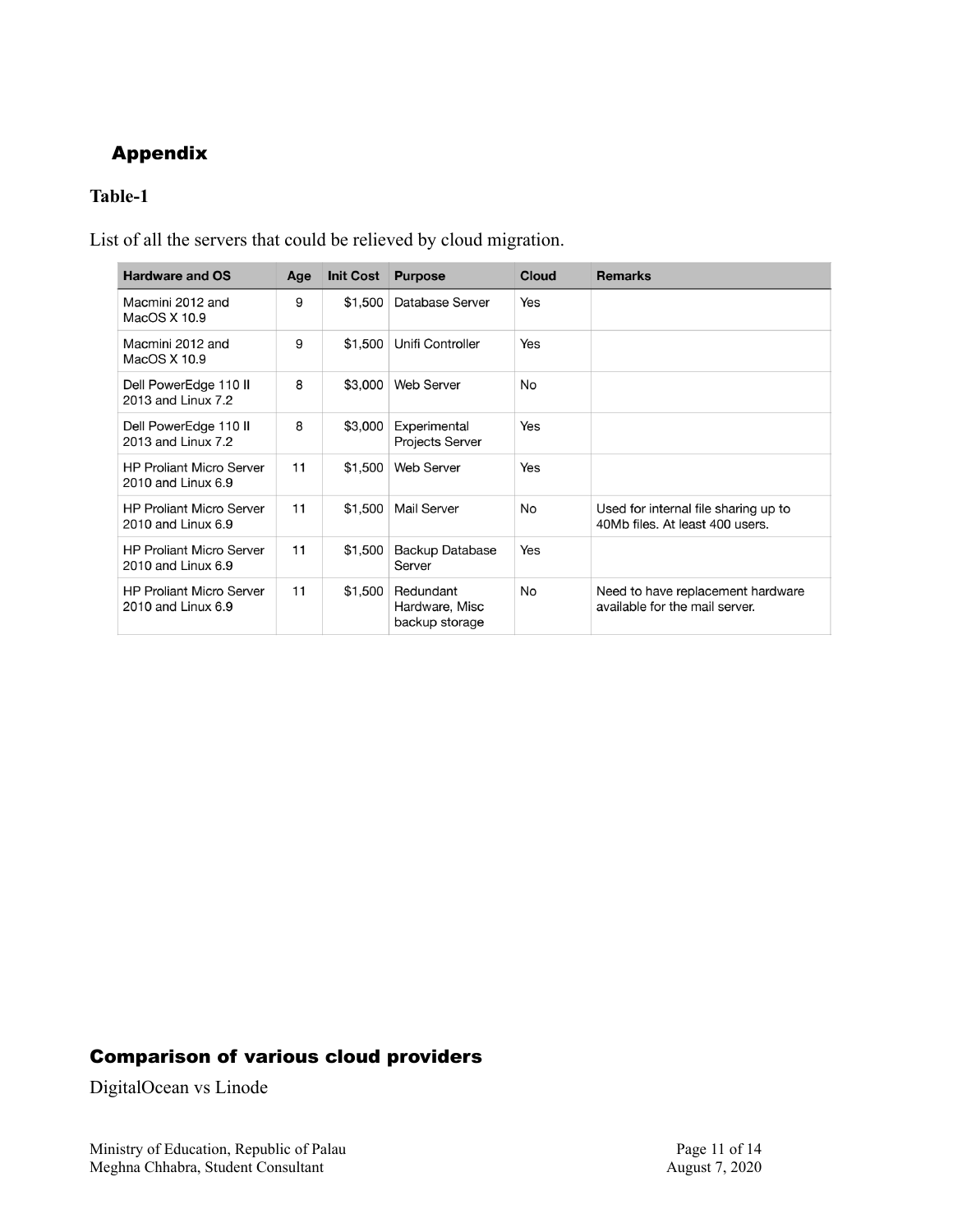## Appendix

### Table-1

List of all the servers that could be relieved by cloud migration.

| Hardware and OS | Age | Init Cost | Purpose | Cloud | Remarks |
|---|---|---|---|---|---|
| Macmini 2012 and MacOS X 10.9 | 9 | $1,500 | Database Server | Yes | |
| Macmini 2012 and MacOS X 10.9 | 9 | $1,500 | Unifi Controller | Yes | |
| Dell PowerEdge 110 II 2013 and Linux 7.2 | 8 | $3,000 | Web Server | No | |
| Dell PowerEdge 110 II 2013 and Linux 7.2 | 8 | $3,000 | Experimental Projects Server | Yes | |
| HP Proliant Micro Server 2010 and Linux 6.9 | 11 | $1,500 | Web Server | Yes | |
| HP Proliant Micro Server 2010 and Linux 6.9 | 11 | $1,500 | Mail Server | No | Used for internal file sharing up to 40Mb files. At least 400 users. |
| HP Proliant Micro Server 2010 and Linux 6.9 | 11 | $1,500 | Backup Database Server | Yes | |
| HP Proliant Micro Server 2010 and Linux 6.9 | 11 | $1,500 | Redundant Hardware, Misc backup storage | No | Need to have replacement hardware available for the mail server. |

## Comparison of various cloud providers

DigitalOcean vs Linode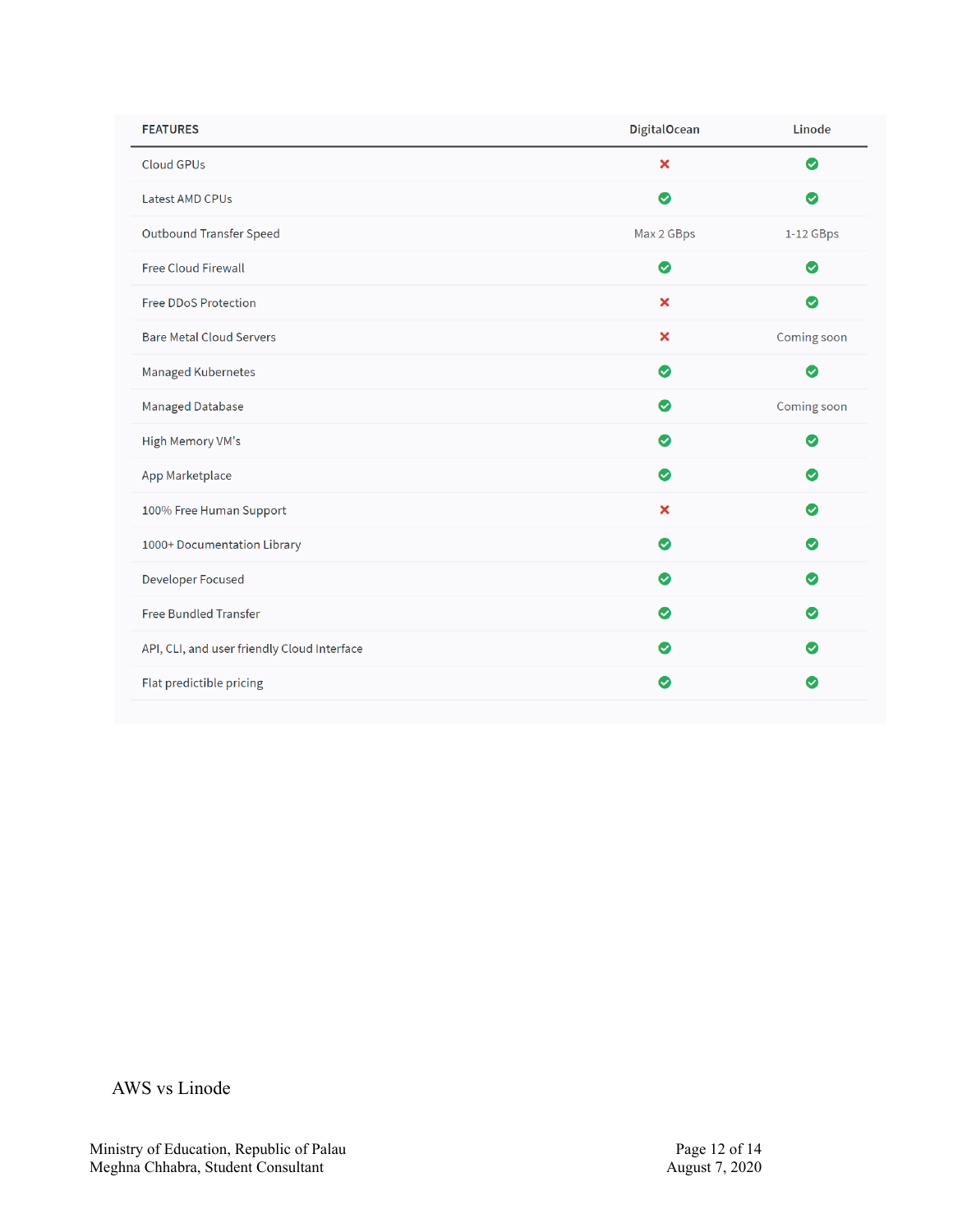| FEATURES | DigitalOcean | Linode |
|---|---|---|
| Cloud GPUs | ✗ | ✓ |
| Latest AMD CPUs | ✓ | ✓ |
| Outbound Transfer Speed | Max 2 GBps | 1-12 GBps |
| Free Cloud Firewall | ✓ | ✓ |
| Free DDoS Protection | ✗ | ✓ |
| Bare Metal Cloud Servers | ✗ | Coming soon |
| Managed Kubernetes | ✓ | ✓ |
| Managed Database | ✓ | Coming soon |
| High Memory VM's | ✓ | ✓ |
| App Marketplace | ✓ | ✓ |
| 100% Free Human Support | ✗ | ✓ |
| 1000+ Documentation Library | ✓ | ✓ |
| Developer Focused | ✓ | ✓ |
| Free Bundled Transfer | ✓ | ✓ |
| API, CLI, and user friendly Cloud Interface | ✓ | ✓ |
| Flat predictible pricing | ✓ | ✓ |

AWS vs Linode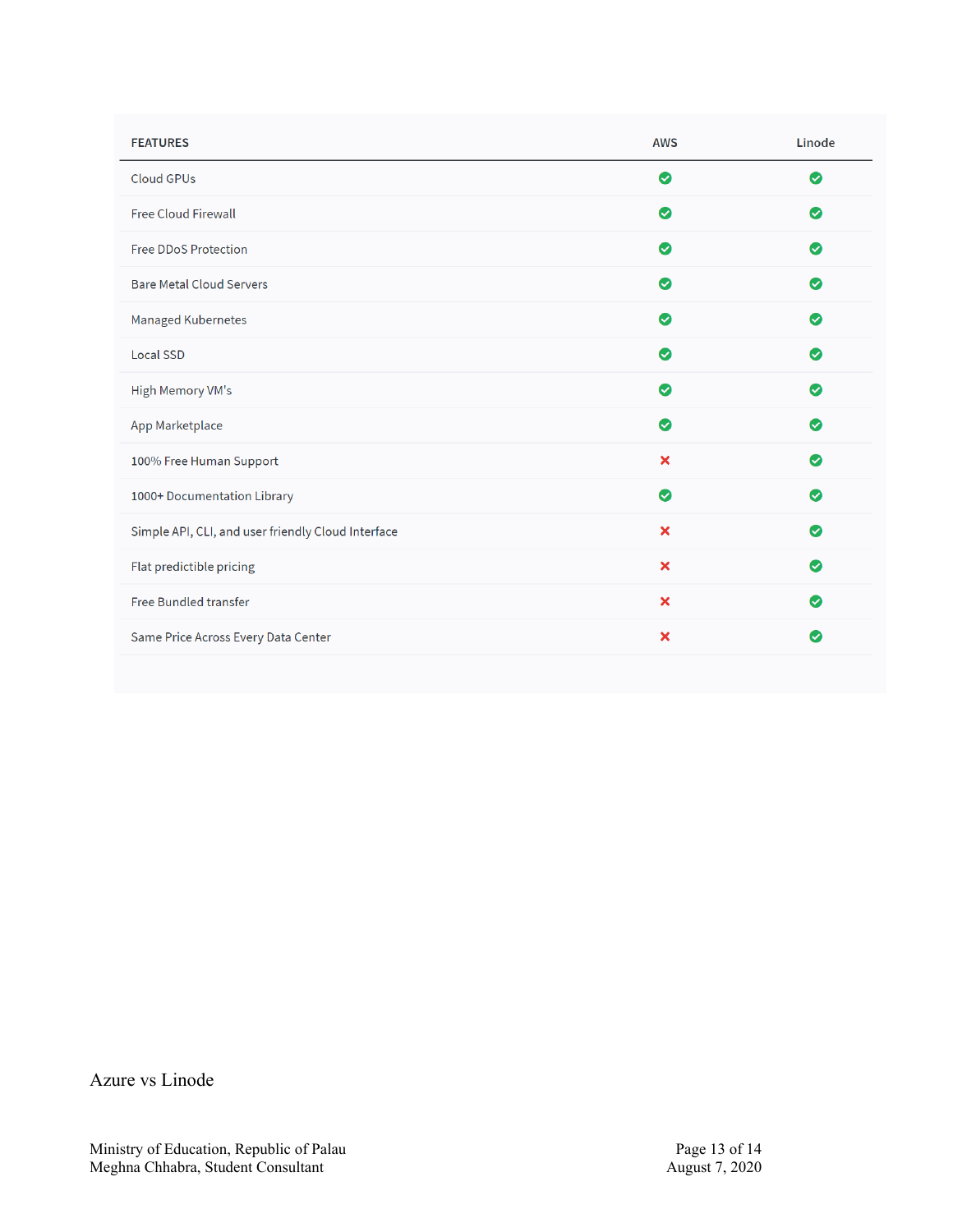| FEATURES | AWS | Linode |
| --- | --- | --- |
| Cloud GPUs | ✓ | ✓ |
| Free Cloud Firewall | ✓ | ✓ |
| Free DDoS Protection | ✓ | ✓ |
| Bare Metal Cloud Servers | ✓ | ✓ |
| Managed Kubernetes | ✓ | ✓ |
| Local SSD | ✓ | ✓ |
| High Memory VM's | ✓ | ✓ |
| App Marketplace | ✓ | ✓ |
| 100% Free Human Support | ✗ | ✓ |
| 1000+ Documentation Library | ✓ | ✓ |
| Simple API, CLI, and user friendly Cloud Interface | ✗ | ✓ |
| Flat predictible pricing | ✗ | ✓ |
| Free Bundled transfer | ✗ | ✓ |
| Same Price Across Every Data Center | ✗ | ✓ |

Azure vs Linode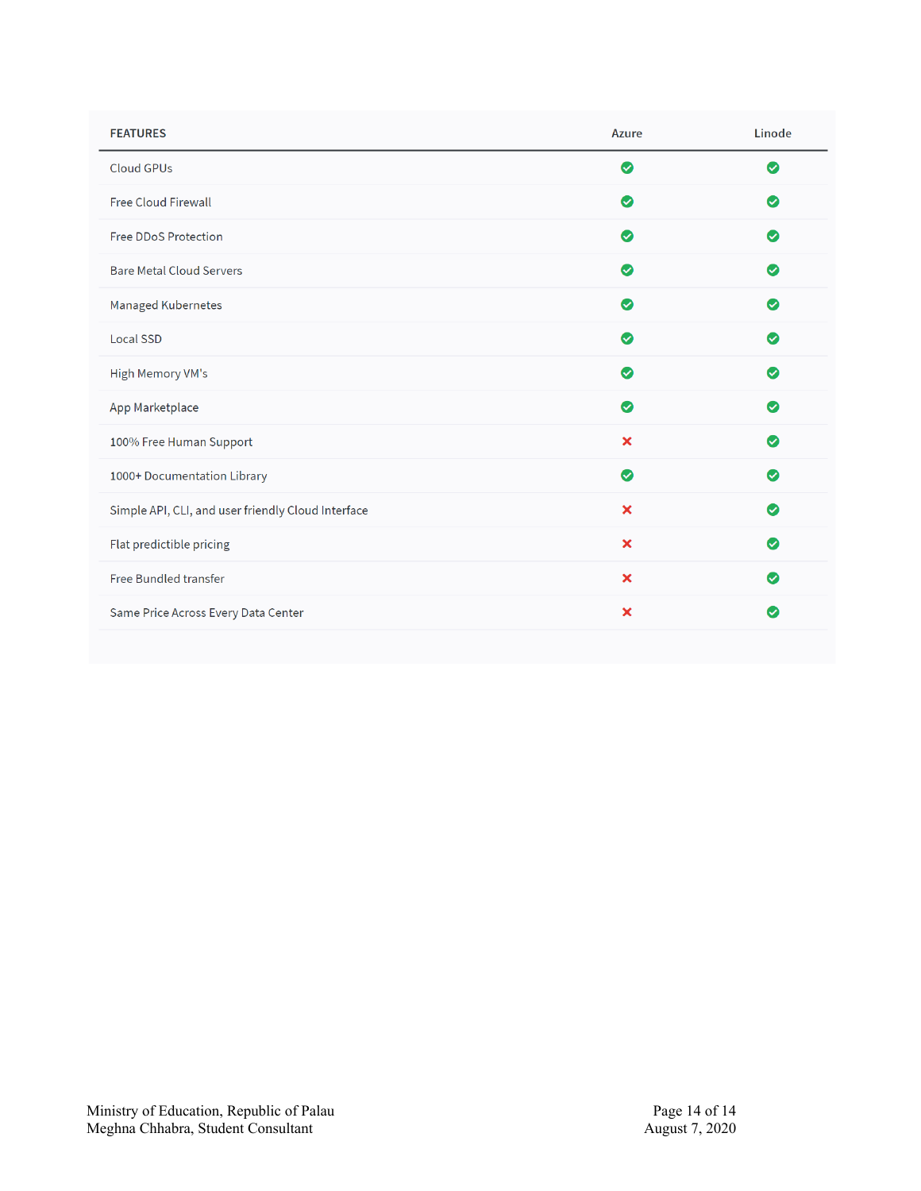| FEATURES | Azure | Linode |
| --- | --- | --- |
| Cloud GPUs | ✓ | ✓ |
| Free Cloud Firewall | ✓ | ✓ |
| Free DDoS Protection | ✓ | ✓ |
| Bare Metal Cloud Servers | ✓ | ✓ |
| Managed Kubernetes | ✓ | ✓ |
| Local SSD | ✓ | ✓ |
| High Memory VM's | ✓ | ✓ |
| App Marketplace | ✓ | ✓ |
| 100% Free Human Support | ✗ | ✓ |
| 1000+ Documentation Library | ✓ | ✓ |
| Simple API, CLI, and user friendly Cloud Interface | ✗ | ✓ |
| Flat predictible pricing | ✗ | ✓ |
| Free Bundled transfer | ✗ | ✓ |
| Same Price Across Every Data Center | ✗ | ✓ |